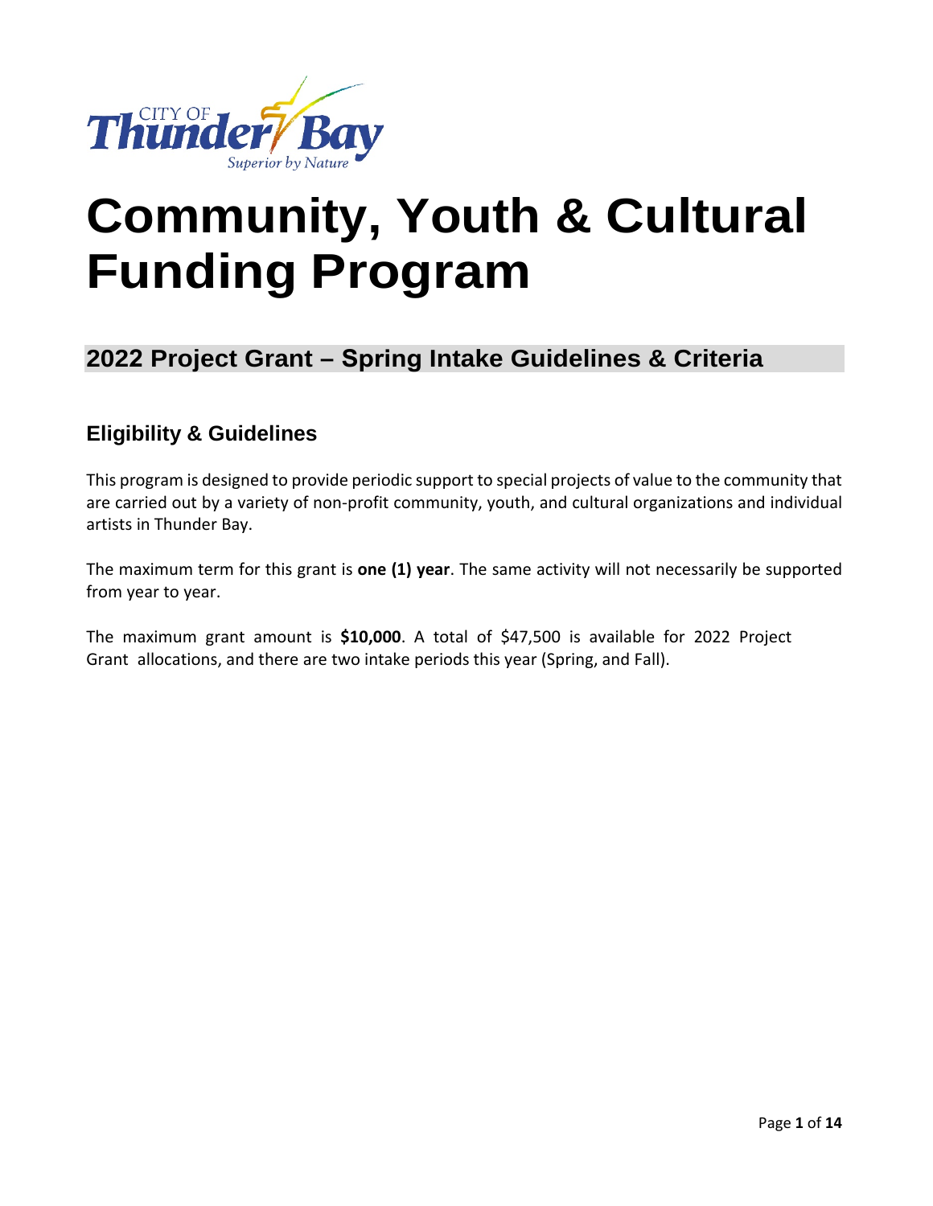# Community, Youth & Cultural Funding Program

## 2022 Project Grant – Spring Intake Guidelines & Criteria

### Eligibility & Guidelines

This program is designed to provide periodic support to special projects of value to the community that are carried out by a variety of non-profit community, youth, and cultural organizations and individual artists in Thunder Bay.

The maximum term for this grant is **one (1) year**. The same activity will not necessarily be supported from year to year.

The maximum grant amount is **$10,000**. A total of $47,500 is available for 2022 Project Grant allocations, and there are two intake periods this year (Spring, and Fall).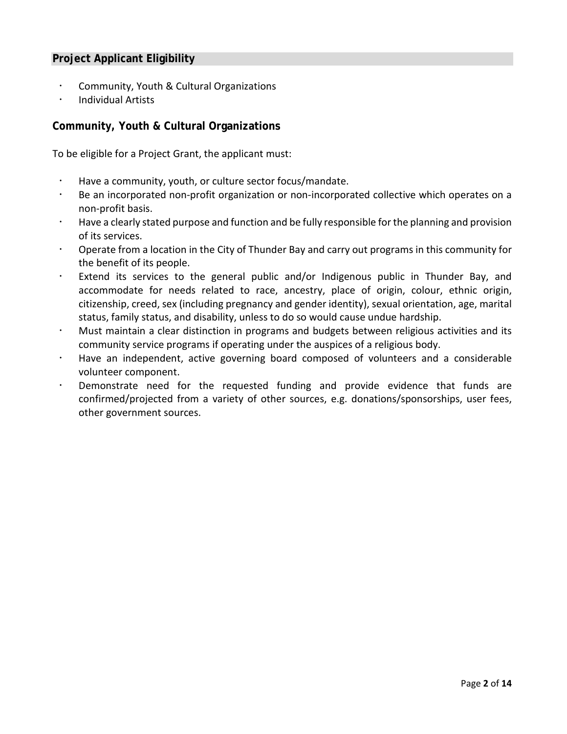## Project Applicant Eligibility

- Community, Youth & Cultural Organizations
- Individual Artists

### Community, Youth & Cultural Organizations

To be eligible for a Project Grant, the applicant must:

- Have a community, youth, or culture sector focus/mandate.
- Be an incorporated non-profit organization or non-incorporated collective which operates on a non-profit basis.
- Have a clearly stated purpose and function and be fully responsible for the planning and provision of its services.
- Operate from a location in the City of Thunder Bay and carry out programs in this community for the benefit of its people.
- Extend its services to the general public and/or Indigenous public in Thunder Bay, and accommodate for needs related to race, ancestry, place of origin, colour, ethnic origin, citizenship, creed, sex (including pregnancy and gender identity), sexual orientation, age, marital status, family status, and disability, unless to do so would cause undue hardship.
- Must maintain a clear distinction in programs and budgets between religious activities and its community service programs if operating under the auspices of a religious body.
- Have an independent, active governing board composed of volunteers and a considerable volunteer component.
- Demonstrate need for the requested funding and provide evidence that funds are confirmed/projected from a variety of other sources, e.g. donations/sponsorships, user fees, other government sources.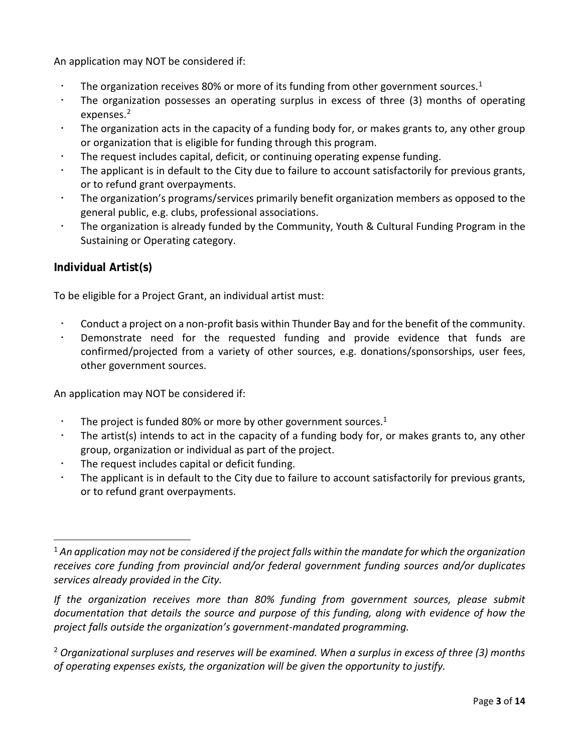An application may NOT be considered if:

- The organization receives 80% or more of its funding from other government sources.[1]
- The organization possesses an operating surplus in excess of three (3) months of operating expenses.[2]
- The organization acts in the capacity of a funding body for, or makes grants to, any other group or organization that is eligible for funding through this program.
- The request includes capital, deficit, or continuing operating expense funding.
- The applicant is in default to the City due to failure to account satisfactorily for previous grants, or to refund grant overpayments.
- The organization's programs/services primarily benefit organization members as opposed to the general public, e.g. clubs, professional associations.
- The organization is already funded by the Community, Youth & Cultural Funding Program in the Sustaining or Operating category.

## Individual Artist(s)

To be eligible for a Project Grant, an individual artist must:

- Conduct a project on a non-profit basis within Thunder Bay and for the benefit of the community.
- Demonstrate need for the requested funding and provide evidence that funds are confirmed/projected from a variety of other sources, e.g. donations/sponsorships, user fees, other government sources.

An application may NOT be considered if:

- The project is funded 80% or more by other government sources.[1]
- The artist(s) intends to act in the capacity of a funding body for, or makes grants to, any other group, organization or individual as part of the project.
- The request includes capital or deficit funding.
- The applicant is in default to the City due to failure to account satisfactorily for previous grants, or to refund grant overpayments.

---

[1] *An application may not be considered if the project falls within the mandate for which the organization receives core funding from provincial and/or federal government funding sources and/or duplicates services already provided in the City.*

*If the organization receives more than 80% funding from government sources, please submit documentation that details the source and purpose of this funding, along with evidence of how the project falls outside the organization's government-mandated programming.*

[2] *Organizational surpluses and reserves will be examined. When a surplus in excess of three (3) months of operating expenses exists, the organization will be given the opportunity to justify.*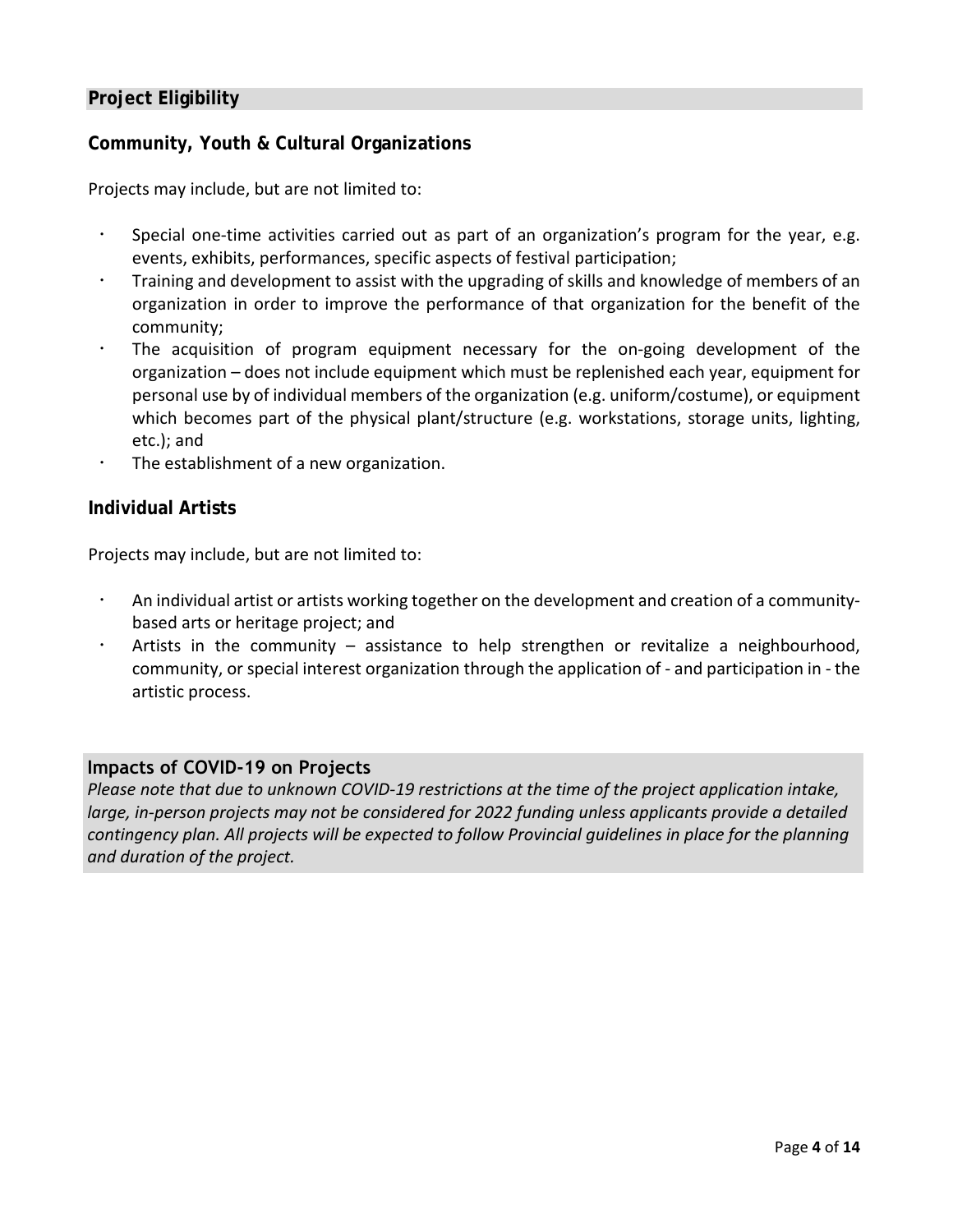## Project Eligibility

### Community, Youth & Cultural Organizations

Projects may include, but are not limited to:

- Special one-time activities carried out as part of an organization's program for the year, e.g. events, exhibits, performances, specific aspects of festival participation;
- Training and development to assist with the upgrading of skills and knowledge of members of an organization in order to improve the performance of that organization for the benefit of the community;
- The acquisition of program equipment necessary for the on-going development of the organization – does not include equipment which must be replenished each year, equipment for personal use by of individual members of the organization (e.g. uniform/costume), or equipment which becomes part of the physical plant/structure (e.g. workstations, storage units, lighting, etc.); and
- The establishment of a new organization.

### Individual Artists

Projects may include, but are not limited to:

- An individual artist or artists working together on the development and creation of a community-based arts or heritage project; and
- Artists in the community – assistance to help strengthen or revitalize a neighbourhood, community, or special interest organization through the application of - and participation in - the artistic process.

## Impacts of COVID-19 on Projects

*Please note that due to unknown COVID-19 restrictions at the time of the project application intake, large, in-person projects may not be considered for 2022 funding unless applicants provide a detailed contingency plan. All projects will be expected to follow Provincial guidelines in place for the planning and duration of the project.*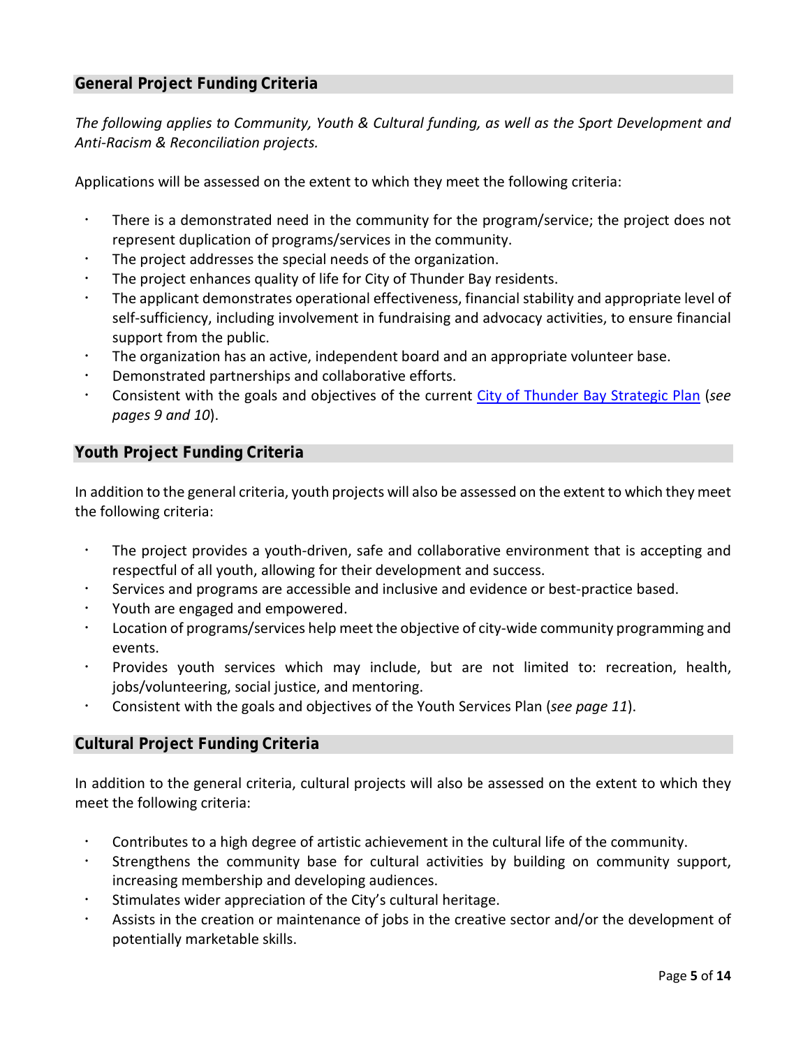## General Project Funding Criteria

*The following applies to Community, Youth & Cultural funding, as well as the Sport Development and Anti-Racism & Reconciliation projects.*

Applications will be assessed on the extent to which they meet the following criteria:

- There is a demonstrated need in the community for the program/service; the project does not represent duplication of programs/services in the community.
- The project addresses the special needs of the organization.
- The project enhances quality of life for City of Thunder Bay residents.
- The applicant demonstrates operational effectiveness, financial stability and appropriate level of self-sufficiency, including involvement in fundraising and advocacy activities, to ensure financial support from the public.
- The organization has an active, independent board and an appropriate volunteer base.
- Demonstrated partnerships and collaborative efforts.
- Consistent with the goals and objectives of the current City of Thunder Bay Strategic Plan (*see pages 9 and 10*).

## Youth Project Funding Criteria

In addition to the general criteria, youth projects will also be assessed on the extent to which they meet the following criteria:

- The project provides a youth-driven, safe and collaborative environment that is accepting and respectful of all youth, allowing for their development and success.
- Services and programs are accessible and inclusive and evidence or best-practice based.
- Youth are engaged and empowered.
- Location of programs/services help meet the objective of city-wide community programming and events.
- Provides youth services which may include, but are not limited to: recreation, health, jobs/volunteering, social justice, and mentoring.
- Consistent with the goals and objectives of the Youth Services Plan (*see page 11*).

## Cultural Project Funding Criteria

In addition to the general criteria, cultural projects will also be assessed on the extent to which they meet the following criteria:

- Contributes to a high degree of artistic achievement in the cultural life of the community.
- Strengthens the community base for cultural activities by building on community support, increasing membership and developing audiences.
- Stimulates wider appreciation of the City's cultural heritage.
- Assists in the creation or maintenance of jobs in the creative sector and/or the development of potentially marketable skills.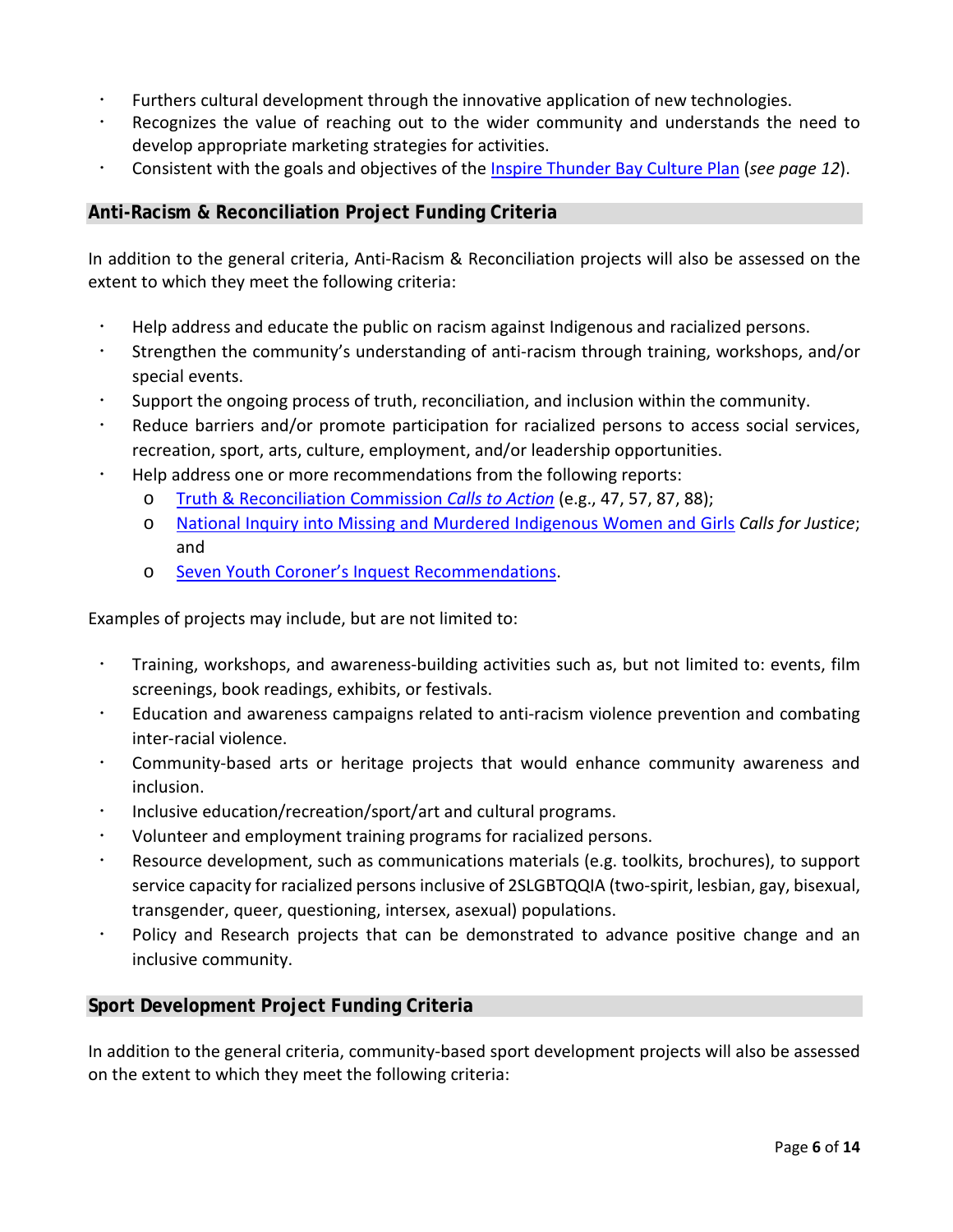- Furthers cultural development through the innovative application of new technologies.
- Recognizes the value of reaching out to the wider community and understands the need to develop appropriate marketing strategies for activities.
- Consistent with the goals and objectives of the Inspire Thunder Bay Culture Plan (*see page 12*).

## Anti-Racism & Reconciliation Project Funding Criteria

In addition to the general criteria, Anti-Racism & Reconciliation projects will also be assessed on the extent to which they meet the following criteria:

- Help address and educate the public on racism against Indigenous and racialized persons.
- Strengthen the community's understanding of anti-racism through training, workshops, and/or special events.
- Support the ongoing process of truth, reconciliation, and inclusion within the community.
- Reduce barriers and/or promote participation for racialized persons to access social services, recreation, sport, arts, culture, employment, and/or leadership opportunities.
- Help address one or more recommendations from the following reports:
    - Truth & Reconciliation Commission *Calls to Action* (e.g., 47, 57, 87, 88);
    - National Inquiry into Missing and Murdered Indigenous Women and Girls *Calls for Justice*; and
    - Seven Youth Coroner's Inquest Recommendations.

Examples of projects may include, but are not limited to:

- Training, workshops, and awareness-building activities such as, but not limited to: events, film screenings, book readings, exhibits, or festivals.
- Education and awareness campaigns related to anti-racism violence prevention and combating inter-racial violence.
- Community-based arts or heritage projects that would enhance community awareness and inclusion.
- Inclusive education/recreation/sport/art and cultural programs.
- Volunteer and employment training programs for racialized persons.
- Resource development, such as communications materials (e.g. toolkits, brochures), to support service capacity for racialized persons inclusive of 2SLGBTQQIA (two-spirit, lesbian, gay, bisexual, transgender, queer, questioning, intersex, asexual) populations.
- Policy and Research projects that can be demonstrated to advance positive change and an inclusive community.

## Sport Development Project Funding Criteria

In addition to the general criteria, community-based sport development projects will also be assessed on the extent to which they meet the following criteria: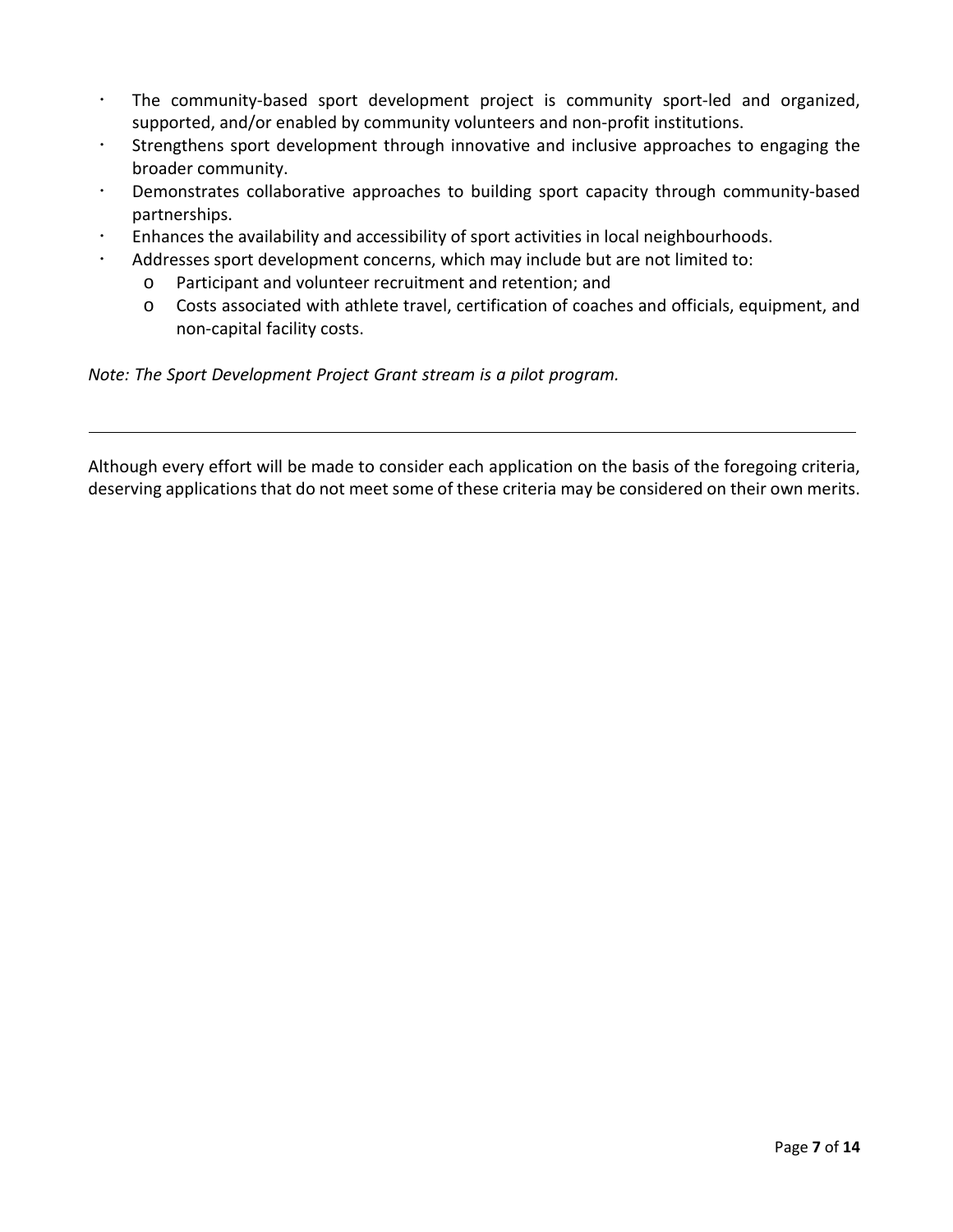- The community-based sport development project is community sport-led and organized, supported, and/or enabled by community volunteers and non-profit institutions.
- Strengthens sport development through innovative and inclusive approaches to engaging the broader community.
- Demonstrates collaborative approaches to building sport capacity through community-based partnerships.
- Enhances the availability and accessibility of sport activities in local neighbourhoods.
- Addresses sport development concerns, which may include but are not limited to:
  - Participant and volunteer recruitment and retention; and
  - Costs associated with athlete travel, certification of coaches and officials, equipment, and non-capital facility costs.

*Note: The Sport Development Project Grant stream is a pilot program.*

---

Although every effort will be made to consider each application on the basis of the foregoing criteria, deserving applications that do not meet some of these criteria may be considered on their own merits.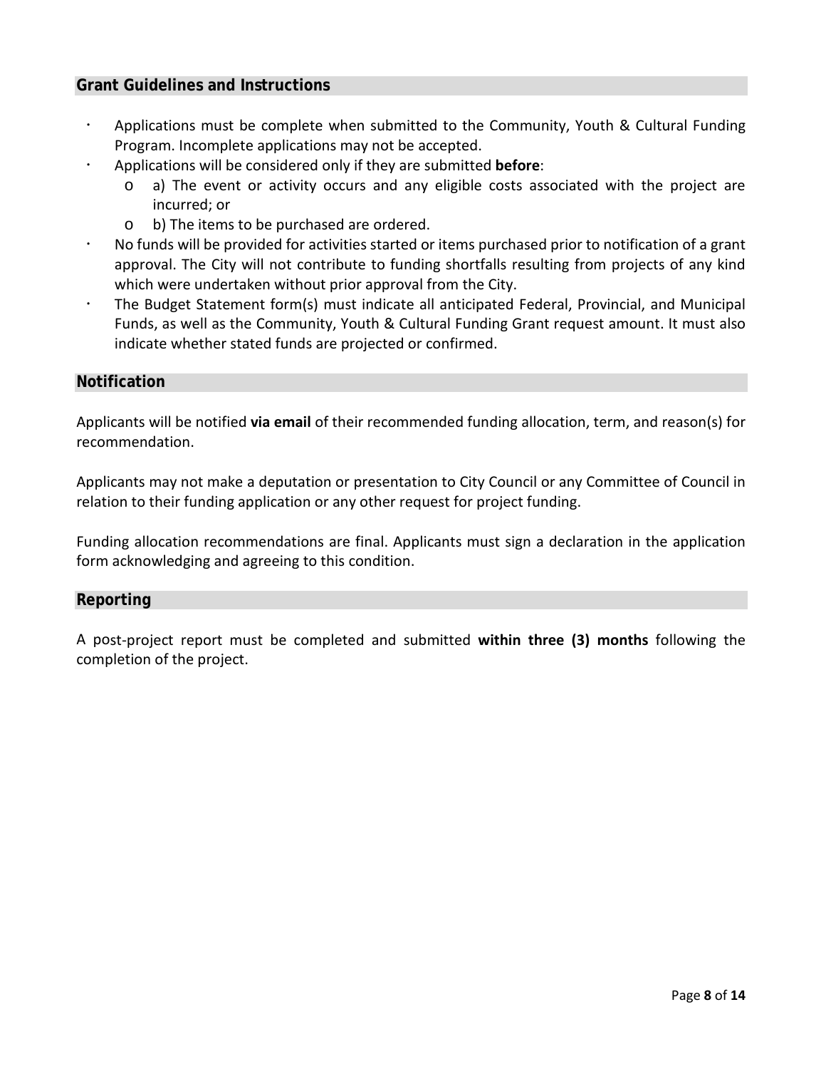## Grant Guidelines and Instructions

- Applications must be complete when submitted to the Community, Youth & Cultural Funding Program. Incomplete applications may not be accepted.
- Applications will be considered only if they are submitted **before**:
  - a) The event or activity occurs and any eligible costs associated with the project are incurred; or
  - b) The items to be purchased are ordered.
- No funds will be provided for activities started or items purchased prior to notification of a grant approval. The City will not contribute to funding shortfalls resulting from projects of any kind which were undertaken without prior approval from the City.
- The Budget Statement form(s) must indicate all anticipated Federal, Provincial, and Municipal Funds, as well as the Community, Youth & Cultural Funding Grant request amount. It must also indicate whether stated funds are projected or confirmed.

## Notification

Applicants will be notified **via email** of their recommended funding allocation, term, and reason(s) for recommendation.

Applicants may not make a deputation or presentation to City Council or any Committee of Council in relation to their funding application or any other request for project funding.

Funding allocation recommendations are final. Applicants must sign a declaration in the application form acknowledging and agreeing to this condition.

## Reporting

A post-project report must be completed and submitted **within three (3) months** following the completion of the project.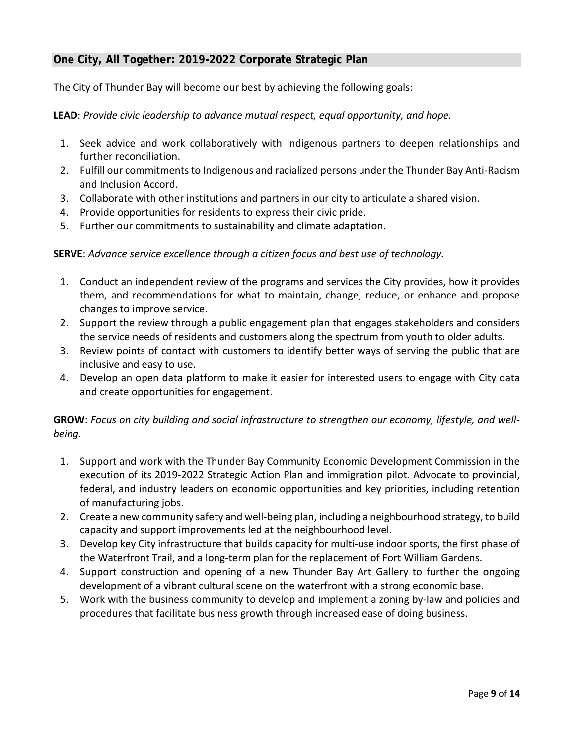## One City, All Together: 2019-2022 Corporate Strategic Plan

The City of Thunder Bay will become our best by achieving the following goals:

**LEAD**: *Provide civic leadership to advance mutual respect, equal opportunity, and hope.*

1. Seek advice and work collaboratively with Indigenous partners to deepen relationships and further reconciliation.
2. Fulfill our commitments to Indigenous and racialized persons under the Thunder Bay Anti-Racism and Inclusion Accord.
3. Collaborate with other institutions and partners in our city to articulate a shared vision.
4. Provide opportunities for residents to express their civic pride.
5. Further our commitments to sustainability and climate adaptation.

**SERVE**: *Advance service excellence through a citizen focus and best use of technology.*

1. Conduct an independent review of the programs and services the City provides, how it provides them, and recommendations for what to maintain, change, reduce, or enhance and propose changes to improve service.
2. Support the review through a public engagement plan that engages stakeholders and considers the service needs of residents and customers along the spectrum from youth to older adults.
3. Review points of contact with customers to identify better ways of serving the public that are inclusive and easy to use.
4. Develop an open data platform to make it easier for interested users to engage with City data and create opportunities for engagement.

**GROW**: *Focus on city building and social infrastructure to strengthen our economy, lifestyle, and well-being.*

1. Support and work with the Thunder Bay Community Economic Development Commission in the execution of its 2019-2022 Strategic Action Plan and immigration pilot. Advocate to provincial, federal, and industry leaders on economic opportunities and key priorities, including retention of manufacturing jobs.
2. Create a new community safety and well-being plan, including a neighbourhood strategy, to build capacity and support improvements led at the neighbourhood level.
3. Develop key City infrastructure that builds capacity for multi-use indoor sports, the first phase of the Waterfront Trail, and a long-term plan for the replacement of Fort William Gardens.
4. Support construction and opening of a new Thunder Bay Art Gallery to further the ongoing development of a vibrant cultural scene on the waterfront with a strong economic base.
5. Work with the business community to develop and implement a zoning by-law and policies and procedures that facilitate business growth through increased ease of doing business.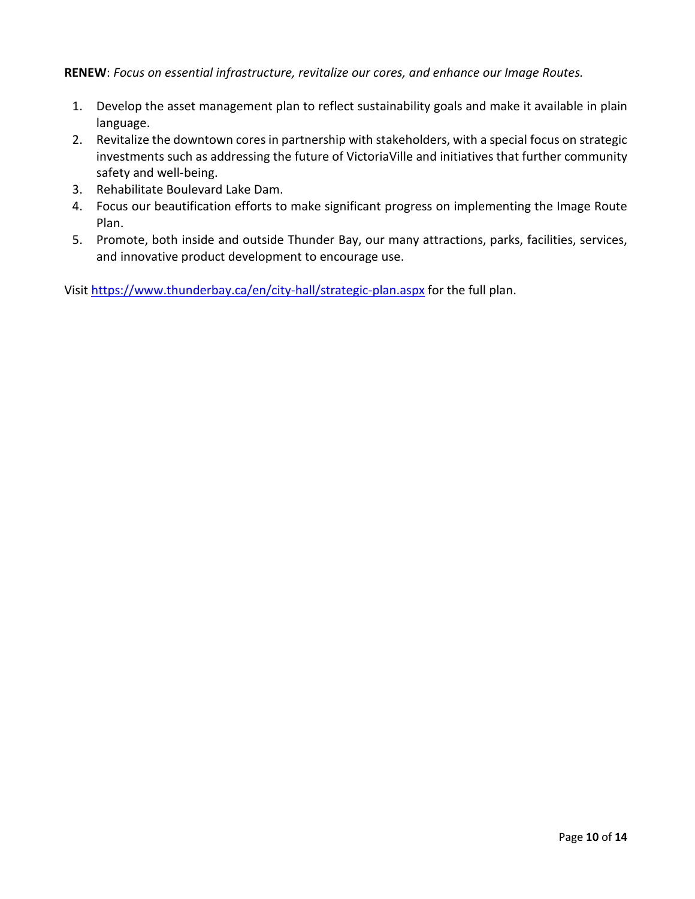**RENEW**: *Focus on essential infrastructure, revitalize our cores, and enhance our Image Routes.*

1. Develop the asset management plan to reflect sustainability goals and make it available in plain language.
2. Revitalize the downtown cores in partnership with stakeholders, with a special focus on strategic investments such as addressing the future of VictoriaVille and initiatives that further community safety and well-being.
3. Rehabilitate Boulevard Lake Dam.
4. Focus our beautification efforts to make significant progress on implementing the Image Route Plan.
5. Promote, both inside and outside Thunder Bay, our many attractions, parks, facilities, services, and innovative product development to encourage use.

Visit [https://www.thunderbay.ca/en/city-hall/strategic-plan.aspx](https://www.thunderbay.ca/en/city-hall/strategic-plan.aspx) for the full plan.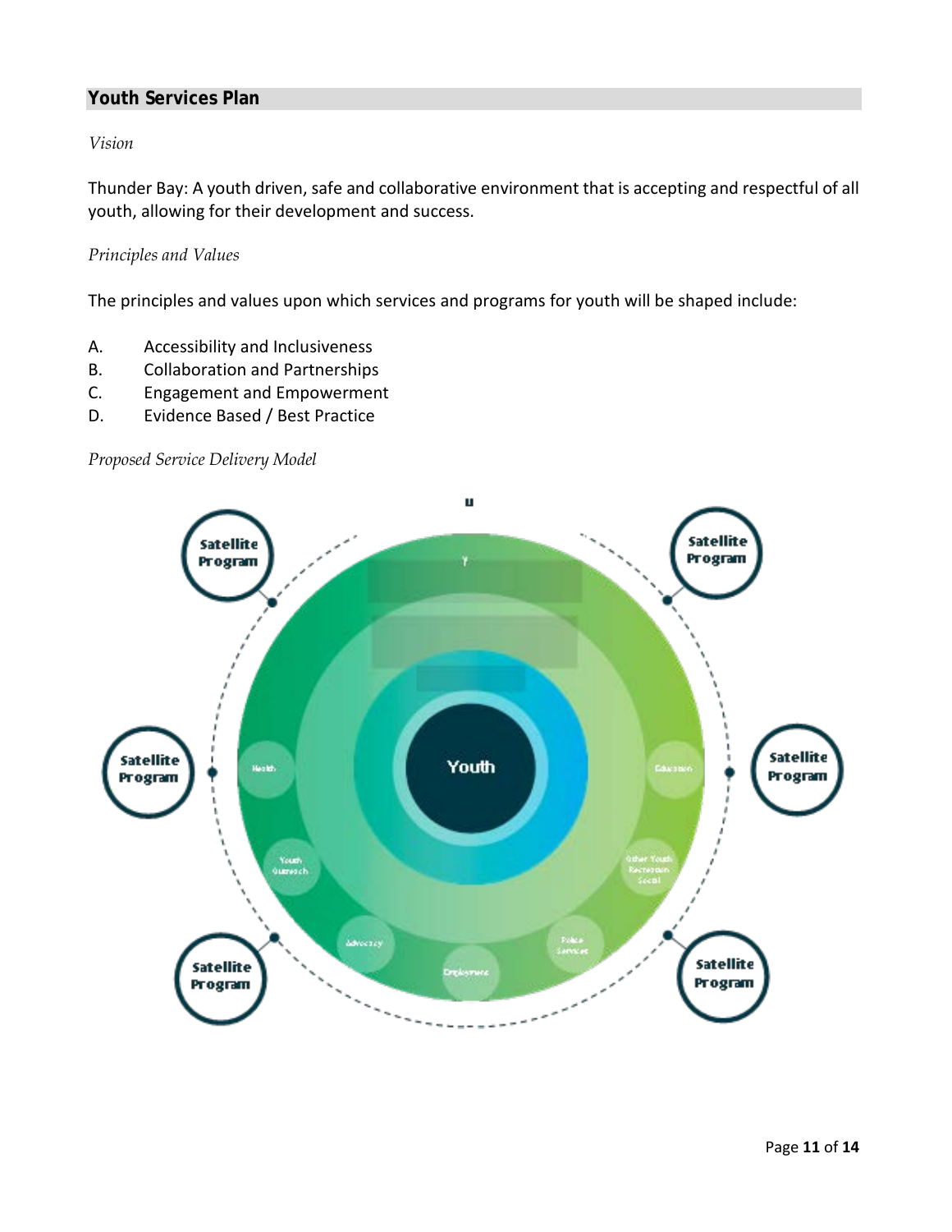## Youth Services Plan

*Vision*

Thunder Bay: A youth driven, safe and collaborative environment that is accepting and respectful of all youth, allowing for their development and success.

*Principles and Values*

The principles and values upon which services and programs for youth will be shaped include:

A. Accessibility and Inclusiveness
B. Collaboration and Partnerships
C. Engagement and Empowerment
D. Evidence Based / Best Practice

*Proposed Service Delivery Model*

Satellite Program

Satellite Program

Satellite Program

Satellite Program

Youth

Health

Education

Youth Outreach

Other Youth Recreation Social

Advocacy

Police Services

Employment

Satellite Program

Satellite Program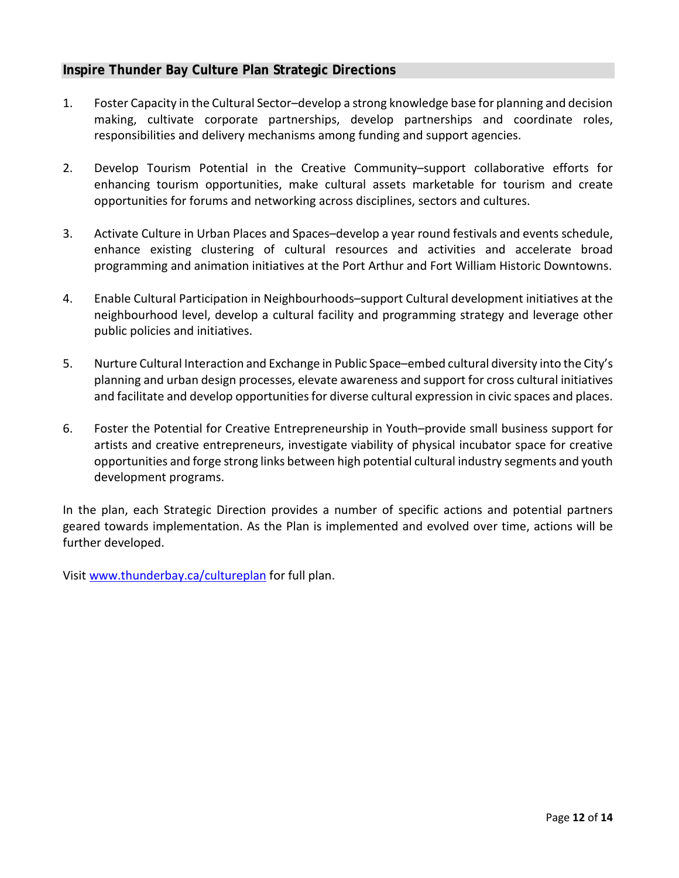## Inspire Thunder Bay Culture Plan Strategic Directions

1. Foster Capacity in the Cultural Sector–develop a strong knowledge base for planning and decision making, cultivate corporate partnerships, develop partnerships and coordinate roles, responsibilities and delivery mechanisms among funding and support agencies.

2. Develop Tourism Potential in the Creative Community–support collaborative efforts for enhancing tourism opportunities, make cultural assets marketable for tourism and create opportunities for forums and networking across disciplines, sectors and cultures.

3. Activate Culture in Urban Places and Spaces–develop a year round festivals and events schedule, enhance existing clustering of cultural resources and activities and accelerate broad programming and animation initiatives at the Port Arthur and Fort William Historic Downtowns.

4. Enable Cultural Participation in Neighbourhoods–support Cultural development initiatives at the neighbourhood level, develop a cultural facility and programming strategy and leverage other public policies and initiatives.

5. Nurture Cultural Interaction and Exchange in Public Space–embed cultural diversity into the City's planning and urban design processes, elevate awareness and support for cross cultural initiatives and facilitate and develop opportunities for diverse cultural expression in civic spaces and places.

6. Foster the Potential for Creative Entrepreneurship in Youth–provide small business support for artists and creative entrepreneurs, investigate viability of physical incubator space for creative opportunities and forge strong links between high potential cultural industry segments and youth development programs.

In the plan, each Strategic Direction provides a number of specific actions and potential partners geared towards implementation. As the Plan is implemented and evolved over time, actions will be further developed.

Visit [www.thunderbay.ca/cultureplan](http://www.thunderbay.ca/cultureplan) for full plan.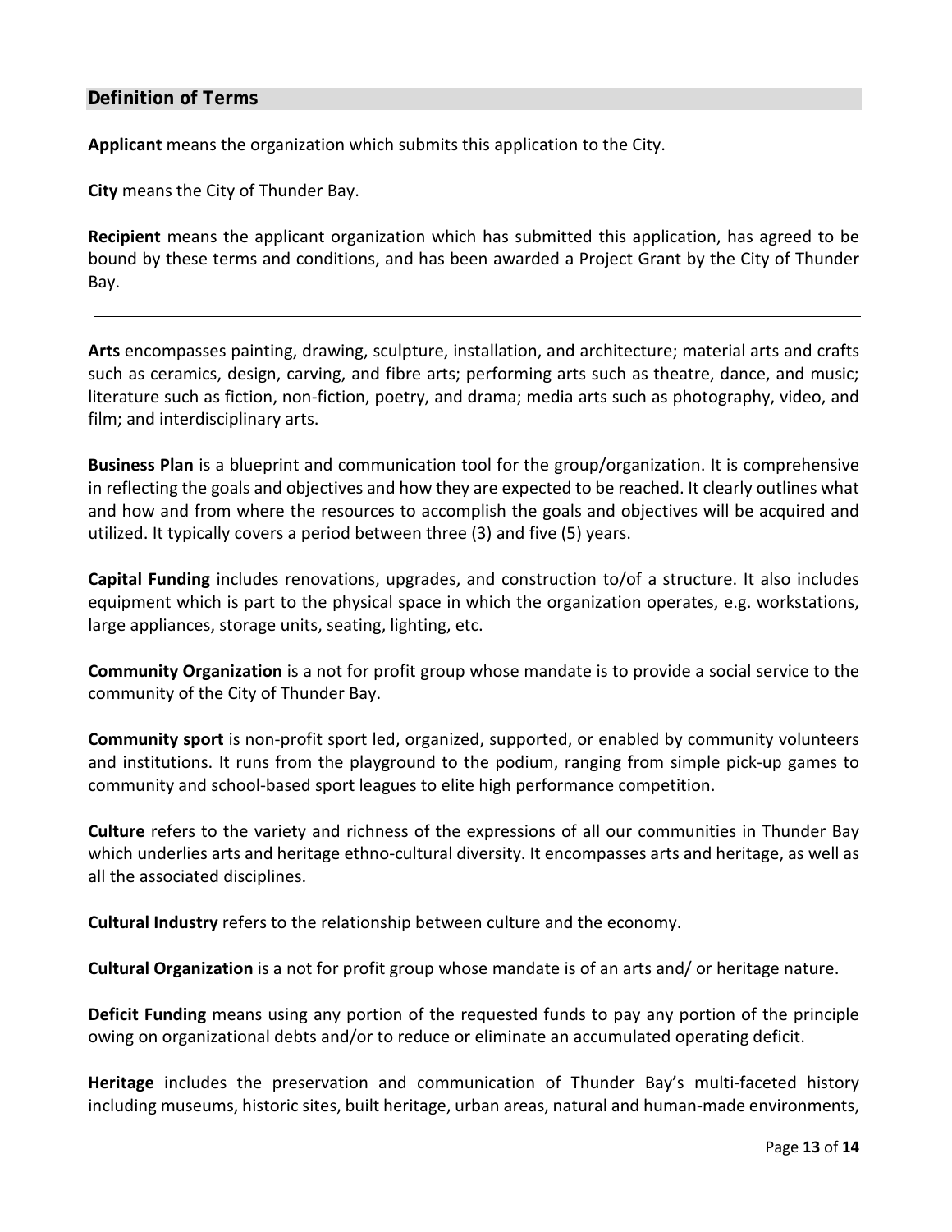## Definition of Terms

**Applicant** means the organization which submits this application to the City.

**City** means the City of Thunder Bay.

**Recipient** means the applicant organization which has submitted this application, has agreed to be bound by these terms and conditions, and has been awarded a Project Grant by the City of Thunder Bay.

---

**Arts** encompasses painting, drawing, sculpture, installation, and architecture; material arts and crafts such as ceramics, design, carving, and fibre arts; performing arts such as theatre, dance, and music; literature such as fiction, non-fiction, poetry, and drama; media arts such as photography, video, and film; and interdisciplinary arts.

**Business Plan** is a blueprint and communication tool for the group/organization. It is comprehensive in reflecting the goals and objectives and how they are expected to be reached. It clearly outlines what and how and from where the resources to accomplish the goals and objectives will be acquired and utilized. It typically covers a period between three (3) and five (5) years.

**Capital Funding** includes renovations, upgrades, and construction to/of a structure. It also includes equipment which is part to the physical space in which the organization operates, e.g. workstations, large appliances, storage units, seating, lighting, etc.

**Community Organization** is a not for profit group whose mandate is to provide a social service to the community of the City of Thunder Bay.

**Community sport** is non-profit sport led, organized, supported, or enabled by community volunteers and institutions. It runs from the playground to the podium, ranging from simple pick-up games to community and school-based sport leagues to elite high performance competition.

**Culture** refers to the variety and richness of the expressions of all our communities in Thunder Bay which underlies arts and heritage ethno-cultural diversity. It encompasses arts and heritage, as well as all the associated disciplines.

**Cultural Industry** refers to the relationship between culture and the economy.

**Cultural Organization** is a not for profit group whose mandate is of an arts and/ or heritage nature.

**Deficit Funding** means using any portion of the requested funds to pay any portion of the principle owing on organizational debts and/or to reduce or eliminate an accumulated operating deficit.

**Heritage** includes the preservation and communication of Thunder Bay's multi-faceted history including museums, historic sites, built heritage, urban areas, natural and human-made environments,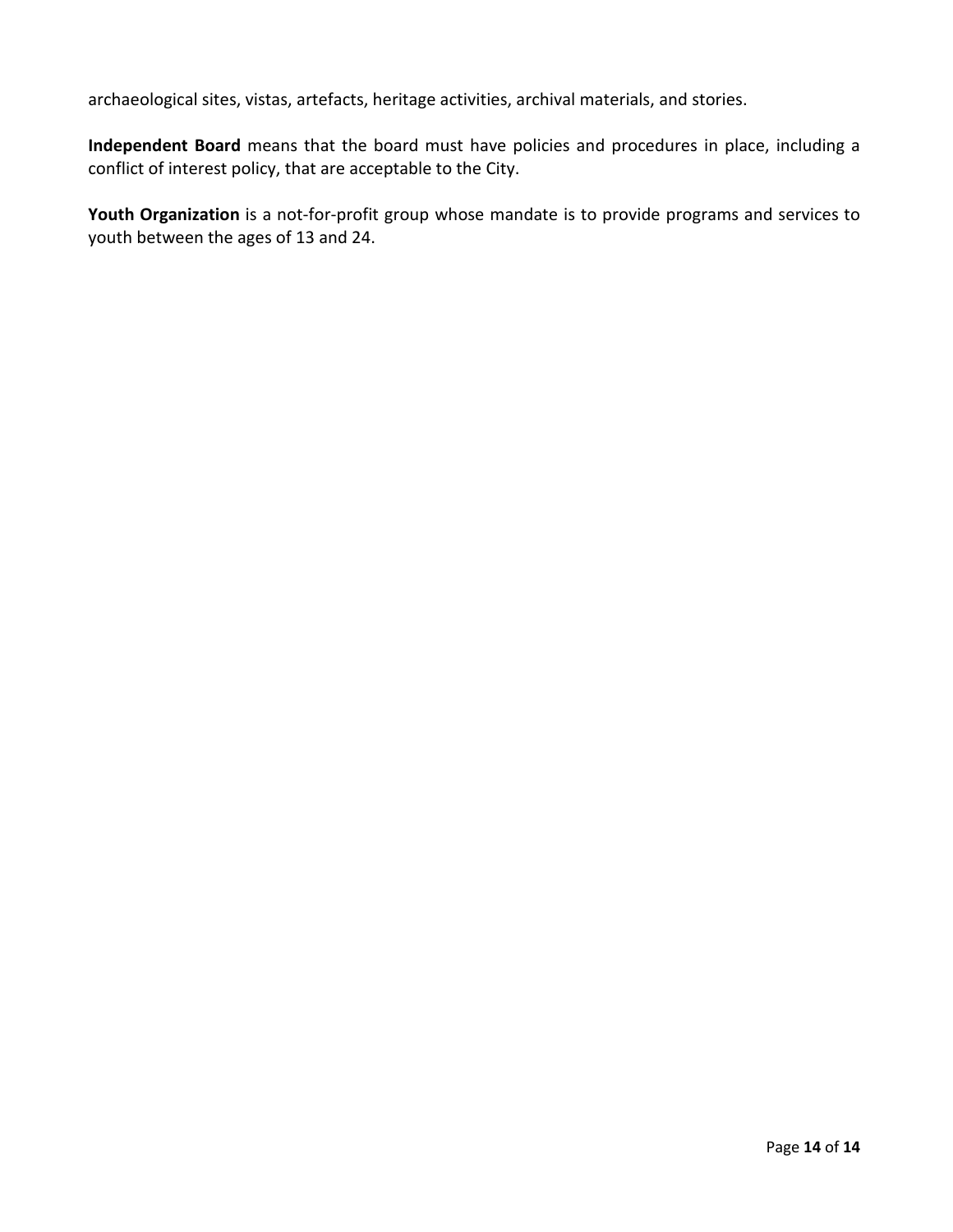archaeological sites, vistas, artefacts, heritage activities, archival materials, and stories.

**Independent Board** means that the board must have policies and procedures in place, including a conflict of interest policy, that are acceptable to the City.

**Youth Organization** is a not-for-profit group whose mandate is to provide programs and services to youth between the ages of 13 and 24.